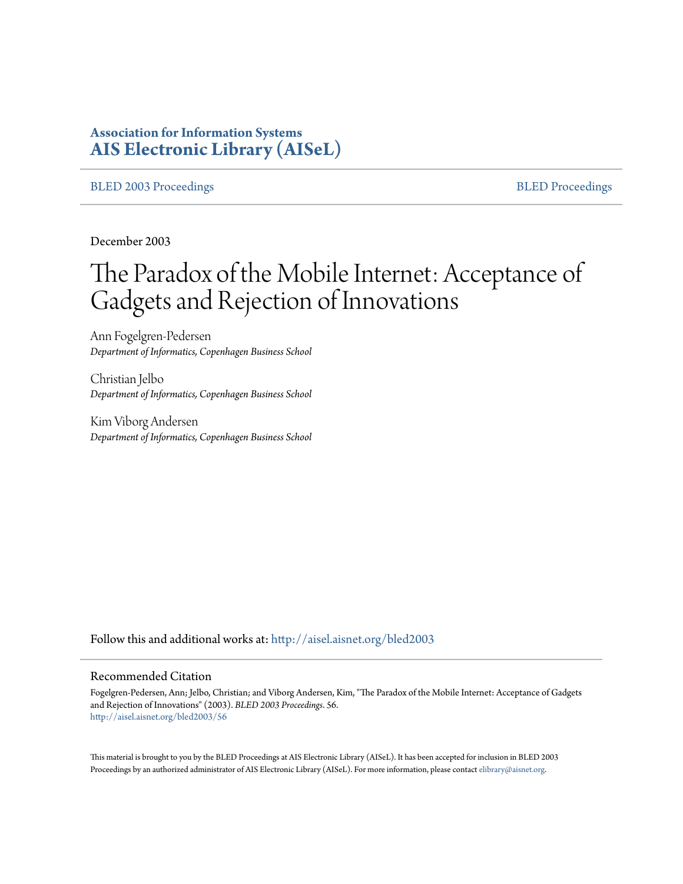**Association for Information Systems**
**AIS Electronic Library (AISeL)**

BLED 2003 Proceedings | BLED Proceedings

December 2003

# The Paradox of the Mobile Internet: Acceptance of Gadgets and Rejection of Innovations

Ann Fogelgren-Pedersen
*Department of Informatics, Copenhagen Business School*

Christian Jelbo
*Department of Informatics, Copenhagen Business School*

Kim Viborg Andersen
*Department of Informatics, Copenhagen Business School*

Follow this and additional works at: http://aisel.aisnet.org/bled2003

## Recommended Citation

Fogelgren-Pedersen, Ann; Jelbo, Christian; and Viborg Andersen, Kim, "The Paradox of the Mobile Internet: Acceptance of Gadgets and Rejection of Innovations" (2003). *BLED 2003 Proceedings*. 56.
http://aisel.aisnet.org/bled2003/56

This material is brought to you by the BLED Proceedings at AIS Electronic Library (AISeL). It has been accepted for inclusion in BLED 2003 Proceedings by an authorized administrator of AIS Electronic Library (AISeL). For more information, please contact elibrary@aisnet.org.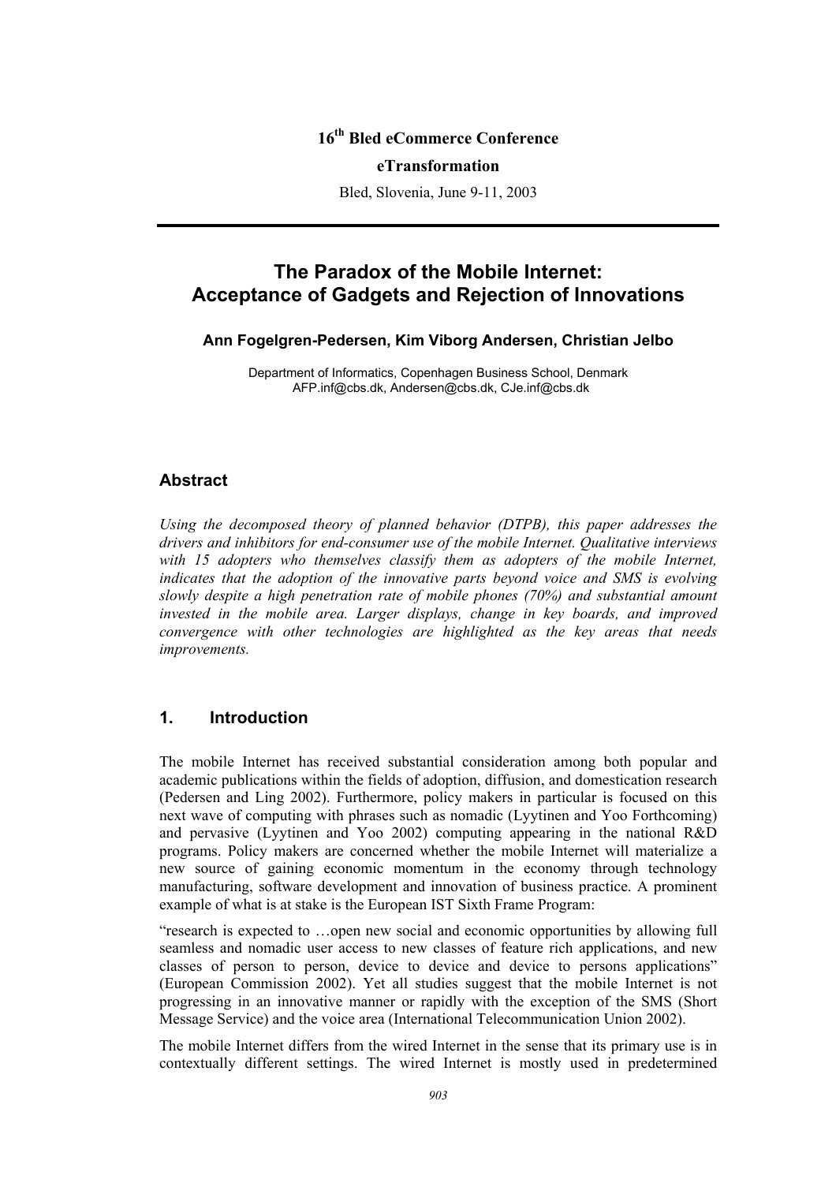16[th] Bled eCommerce Conference

eTransformation

Bled, Slovenia, June 9-11, 2003

# The Paradox of the Mobile Internet: Acceptance of Gadgets and Rejection of Innovations

**Ann Fogelgren-Pedersen, Kim Viborg Andersen, Christian Jelbo**

Department of Informatics, Copenhagen Business School, Denmark
AFP.inf@cbs.dk, Andersen@cbs.dk, CJe.inf@cbs.dk

## Abstract

*Using the decomposed theory of planned behavior (DTPB), this paper addresses the drivers and inhibitors for end-consumer use of the mobile Internet. Qualitative interviews with 15 adopters who themselves classify them as adopters of the mobile Internet, indicates that the adoption of the innovative parts beyond voice and SMS is evolving slowly despite a high penetration rate of mobile phones (70%) and substantial amount invested in the mobile area. Larger displays, change in key boards, and improved convergence with other technologies are highlighted as the key areas that needs improvements.*

## 1. Introduction

The mobile Internet has received substantial consideration among both popular and academic publications within the fields of adoption, diffusion, and domestication research (Pedersen and Ling 2002). Furthermore, policy makers in particular is focused on this next wave of computing with phrases such as nomadic (Lyytinen and Yoo Forthcoming) and pervasive (Lyytinen and Yoo 2002) computing appearing in the national R&D programs. Policy makers are concerned whether the mobile Internet will materialize a new source of gaining economic momentum in the economy through technology manufacturing, software development and innovation of business practice. A prominent example of what is at stake is the European IST Sixth Frame Program:

"research is expected to …open new social and economic opportunities by allowing full seamless and nomadic user access to new classes of feature rich applications, and new classes of person to person, device to device and device to persons applications" (European Commission 2002). Yet all studies suggest that the mobile Internet is not progressing in an innovative manner or rapidly with the exception of the SMS (Short Message Service) and the voice area (International Telecommunication Union 2002).

The mobile Internet differs from the wired Internet in the sense that its primary use is in contextually different settings. The wired Internet is mostly used in predetermined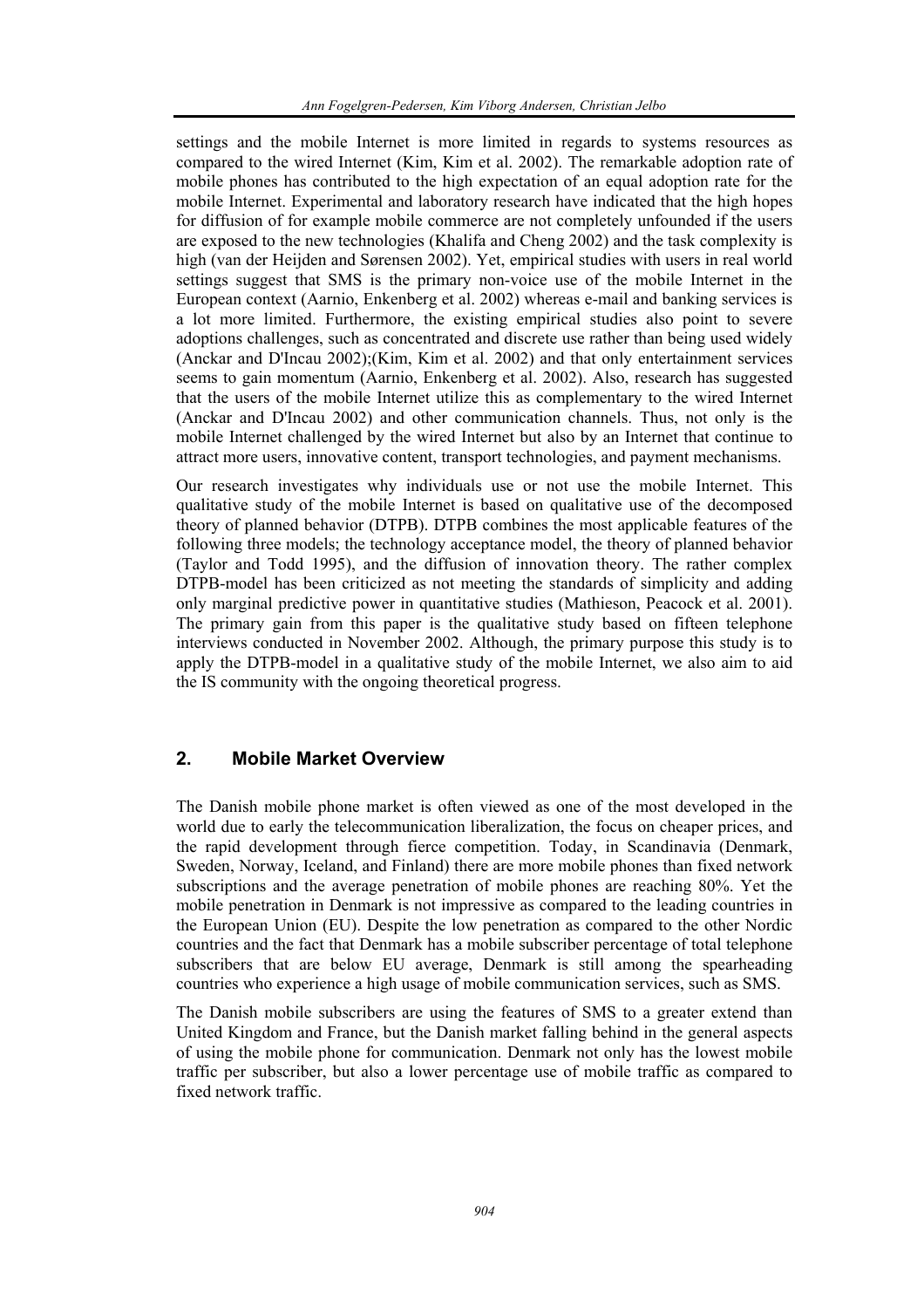settings and the mobile Internet is more limited in regards to systems resources as compared to the wired Internet (Kim, Kim et al. 2002). The remarkable adoption rate of mobile phones has contributed to the high expectation of an equal adoption rate for the mobile Internet. Experimental and laboratory research have indicated that the high hopes for diffusion of for example mobile commerce are not completely unfounded if the users are exposed to the new technologies (Khalifa and Cheng 2002) and the task complexity is high (van der Heijden and Sørensen 2002). Yet, empirical studies with users in real world settings suggest that SMS is the primary non-voice use of the mobile Internet in the European context (Aarnio, Enkenberg et al. 2002) whereas e-mail and banking services is a lot more limited. Furthermore, the existing empirical studies also point to severe adoptions challenges, such as concentrated and discrete use rather than being used widely (Anckar and D'Incau 2002);(Kim, Kim et al. 2002) and that only entertainment services seems to gain momentum (Aarnio, Enkenberg et al. 2002). Also, research has suggested that the users of the mobile Internet utilize this as complementary to the wired Internet (Anckar and D'Incau 2002) and other communication channels. Thus, not only is the mobile Internet challenged by the wired Internet but also by an Internet that continue to attract more users, innovative content, transport technologies, and payment mechanisms.

Our research investigates why individuals use or not use the mobile Internet. This qualitative study of the mobile Internet is based on qualitative use of the decomposed theory of planned behavior (DTPB). DTPB combines the most applicable features of the following three models; the technology acceptance model, the theory of planned behavior (Taylor and Todd 1995), and the diffusion of innovation theory. The rather complex DTPB-model has been criticized as not meeting the standards of simplicity and adding only marginal predictive power in quantitative studies (Mathieson, Peacock et al. 2001). The primary gain from this paper is the qualitative study based on fifteen telephone interviews conducted in November 2002. Although, the primary purpose this study is to apply the DTPB-model in a qualitative study of the mobile Internet, we also aim to aid the IS community with the ongoing theoretical progress.

## 2. Mobile Market Overview

The Danish mobile phone market is often viewed as one of the most developed in the world due to early the telecommunication liberalization, the focus on cheaper prices, and the rapid development through fierce competition. Today, in Scandinavia (Denmark, Sweden, Norway, Iceland, and Finland) there are more mobile phones than fixed network subscriptions and the average penetration of mobile phones are reaching 80%. Yet the mobile penetration in Denmark is not impressive as compared to the leading countries in the European Union (EU). Despite the low penetration as compared to the other Nordic countries and the fact that Denmark has a mobile subscriber percentage of total telephone subscribers that are below EU average, Denmark is still among the spearheading countries who experience a high usage of mobile communication services, such as SMS.

The Danish mobile subscribers are using the features of SMS to a greater extend than United Kingdom and France, but the Danish market falling behind in the general aspects of using the mobile phone for communication. Denmark not only has the lowest mobile traffic per subscriber, but also a lower percentage use of mobile traffic as compared to fixed network traffic.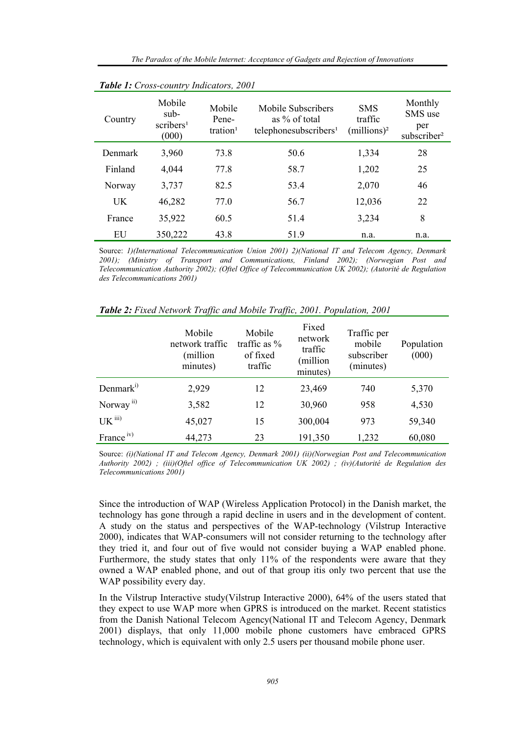***Table 1:** Cross-country Indicators, 2001*

| Country | Mobile sub-scribers[1] (000) | Mobile Pene-tration[1] | Mobile Subscribers as % of total telephonesubscribers[1] | SMS traffic (millions)[2] | Monthly SMS use per subscriber[2] |
|---|---|---|---|---|---|
| Denmark | 3,960 | 73.8 | 50.6 | 1,334 | 28 |
| Finland | 4,044 | 77.8 | 58.7 | 1,202 | 25 |
| Norway | 3,737 | 82.5 | 53.4 | 2,070 | 46 |
| UK | 46,282 | 77.0 | 56.7 | 12,036 | 22 |
| France | 35,922 | 60.5 | 51.4 | 3,234 | 8 |
| EU | 350,222 | 43.8 | 51.9 | n.a. | n.a. |

Source: *1)(International Telecommunication Union 2001) 2)(National IT and Telecom Agency, Denmark 2001); (Ministry of Transport and Communications, Finland 2002); (Norwegian Post and Telecommunication Authority 2002); (Oftel Office of Telecommunication UK 2002); (Autorité de Regulation des Telecommunications 2001)*

***Table 2:** Fixed Network Traffic and Mobile Traffic, 2001. Population, 2001*

| | Mobile network traffic (million minutes) | Mobile traffic as % of fixed traffic | Fixed network traffic (million minutes) | Traffic per mobile subscriber (minutes) | Population (000) |
|---|---|---|---|---|---|
| Denmark[i)] | 2,929 | 12 | 23,469 | 740 | 5,370 |
| Norway[ii)] | 3,582 | 12 | 30,960 | 958 | 4,530 |
| UK[iii)] | 45,027 | 15 | 300,004 | 973 | 59,340 |
| France[iv)] | 44,273 | 23 | 191,350 | 1,232 | 60,080 |

Source: *(i)(National IT and Telecom Agency, Denmark 2001) (ii)(Norwegian Post and Telecommunication Authority 2002) ; (iii)(Oftel office of Telecommunication UK 2002) ; (iv)(Autorité de Regulation des Telecommunications 2001)*

Since the introduction of WAP (Wireless Application Protocol) in the Danish market, the technology has gone through a rapid decline in users and in the development of content. A study on the status and perspectives of the WAP-technology (Vilstrup Interactive 2000), indicates that WAP-consumers will not consider returning to the technology after they tried it, and four out of five would not consider buying a WAP enabled phone. Furthermore, the study states that only 11% of the respondents were aware that they owned a WAP enabled phone, and out of that group itis only two percent that use the WAP possibility every day.

In the Vilstrup Interactive study(Vilstrup Interactive 2000), 64% of the users stated that they expect to use WAP more when GPRS is introduced on the market. Recent statistics from the Danish National Telecom Agency(National IT and Telecom Agency, Denmark 2001) displays, that only 11,000 mobile phone customers have embraced GPRS technology, which is equivalent with only 2.5 users per thousand mobile phone user.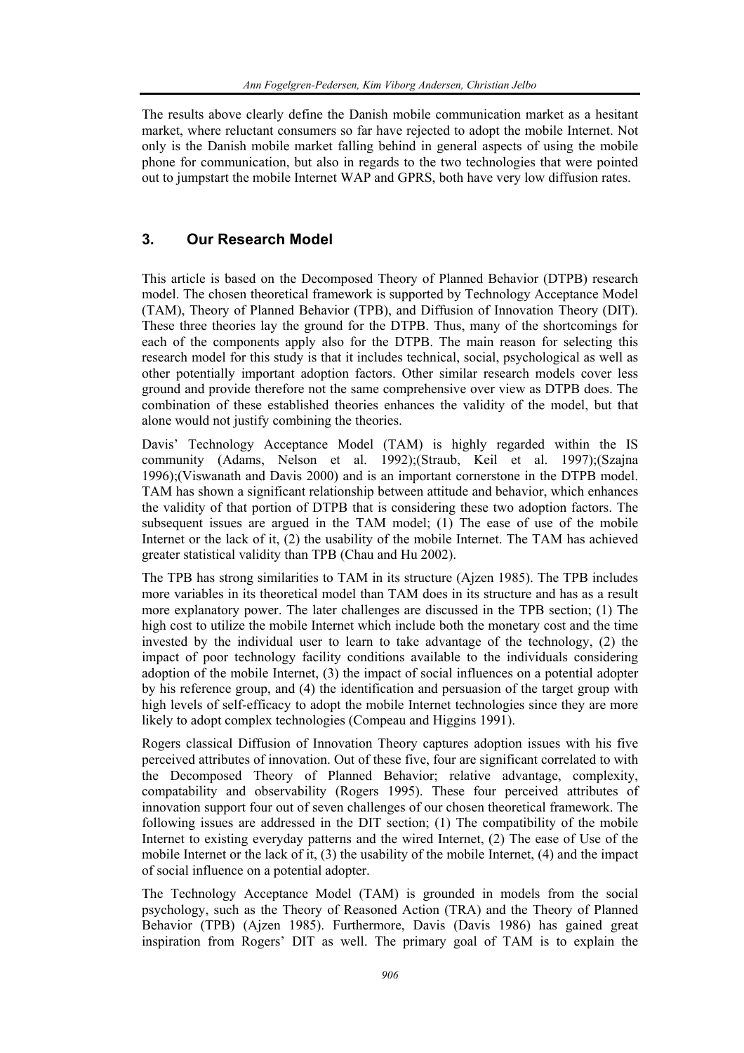The results above clearly define the Danish mobile communication market as a hesitant market, where reluctant consumers so far have rejected to adopt the mobile Internet. Not only is the Danish mobile market falling behind in general aspects of using the mobile phone for communication, but also in regards to the two technologies that were pointed out to jumpstart the mobile Internet WAP and GPRS, both have very low diffusion rates.

## 3. Our Research Model

This article is based on the Decomposed Theory of Planned Behavior (DTPB) research model. The chosen theoretical framework is supported by Technology Acceptance Model (TAM), Theory of Planned Behavior (TPB), and Diffusion of Innovation Theory (DIT). These three theories lay the ground for the DTPB. Thus, many of the shortcomings for each of the components apply also for the DTPB. The main reason for selecting this research model for this study is that it includes technical, social, psychological as well as other potentially important adoption factors. Other similar research models cover less ground and provide therefore not the same comprehensive over view as DTPB does. The combination of these established theories enhances the validity of the model, but that alone would not justify combining the theories.

Davis' Technology Acceptance Model (TAM) is highly regarded within the IS community (Adams, Nelson et al. 1992);(Straub, Keil et al. 1997);(Szajna 1996);(Viswanath and Davis 2000) and is an important cornerstone in the DTPB model. TAM has shown a significant relationship between attitude and behavior, which enhances the validity of that portion of DTPB that is considering these two adoption factors. The subsequent issues are argued in the TAM model; (1) The ease of use of the mobile Internet or the lack of it, (2) the usability of the mobile Internet. The TAM has achieved greater statistical validity than TPB (Chau and Hu 2002).

The TPB has strong similarities to TAM in its structure (Ajzen 1985). The TPB includes more variables in its theoretical model than TAM does in its structure and has as a result more explanatory power. The later challenges are discussed in the TPB section; (1) The high cost to utilize the mobile Internet which include both the monetary cost and the time invested by the individual user to learn to take advantage of the technology, (2) the impact of poor technology facility conditions available to the individuals considering adoption of the mobile Internet, (3) the impact of social influences on a potential adopter by his reference group, and (4) the identification and persuasion of the target group with high levels of self-efficacy to adopt the mobile Internet technologies since they are more likely to adopt complex technologies (Compeau and Higgins 1991).

Rogers classical Diffusion of Innovation Theory captures adoption issues with his five perceived attributes of innovation. Out of these five, four are significant correlated to with the Decomposed Theory of Planned Behavior; relative advantage, complexity, compatability and observability (Rogers 1995). These four perceived attributes of innovation support four out of seven challenges of our chosen theoretical framework. The following issues are addressed in the DIT section; (1) The compatibility of the mobile Internet to existing everyday patterns and the wired Internet, (2) The ease of Use of the mobile Internet or the lack of it, (3) the usability of the mobile Internet, (4) and the impact of social influence on a potential adopter.

The Technology Acceptance Model (TAM) is grounded in models from the social psychology, such as the Theory of Reasoned Action (TRA) and the Theory of Planned Behavior (TPB) (Ajzen 1985). Furthermore, Davis (Davis 1986) has gained great inspiration from Rogers' DIT as well. The primary goal of TAM is to explain the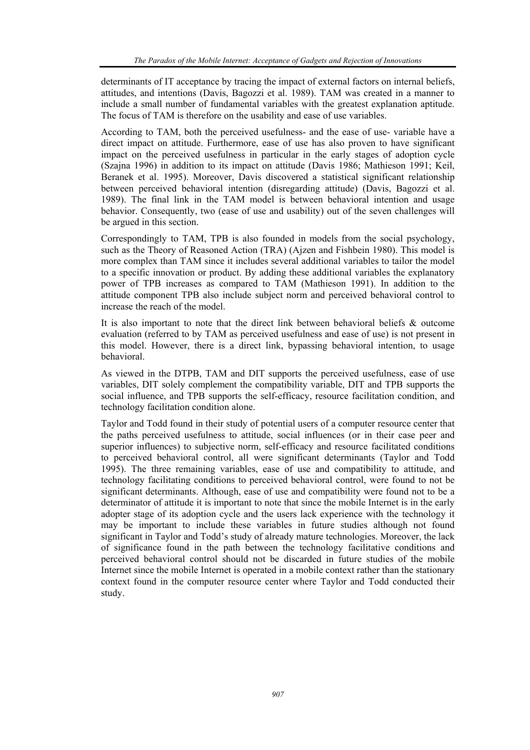determinants of IT acceptance by tracing the impact of external factors on internal beliefs, attitudes, and intentions (Davis, Bagozzi et al. 1989). TAM was created in a manner to include a small number of fundamental variables with the greatest explanation aptitude. The focus of TAM is therefore on the usability and ease of use variables.

According to TAM, both the perceived usefulness- and the ease of use- variable have a direct impact on attitude. Furthermore, ease of use has also proven to have significant impact on the perceived usefulness in particular in the early stages of adoption cycle (Szajna 1996) in addition to its impact on attitude (Davis 1986; Mathieson 1991; Keil, Beranek et al. 1995). Moreover, Davis discovered a statistical significant relationship between perceived behavioral intention (disregarding attitude) (Davis, Bagozzi et al. 1989). The final link in the TAM model is between behavioral intention and usage behavior. Consequently, two (ease of use and usability) out of the seven challenges will be argued in this section.

Correspondingly to TAM, TPB is also founded in models from the social psychology, such as the Theory of Reasoned Action (TRA) (Ajzen and Fishbein 1980). This model is more complex than TAM since it includes several additional variables to tailor the model to a specific innovation or product. By adding these additional variables the explanatory power of TPB increases as compared to TAM (Mathieson 1991). In addition to the attitude component TPB also include subject norm and perceived behavioral control to increase the reach of the model.

It is also important to note that the direct link between behavioral beliefs & outcome evaluation (referred to by TAM as perceived usefulness and ease of use) is not present in this model. However, there is a direct link, bypassing behavioral intention, to usage behavioral.

As viewed in the DTPB, TAM and DIT supports the perceived usefulness, ease of use variables, DIT solely complement the compatibility variable, DIT and TPB supports the social influence, and TPB supports the self-efficacy, resource facilitation condition, and technology facilitation condition alone.

Taylor and Todd found in their study of potential users of a computer resource center that the paths perceived usefulness to attitude, social influences (or in their case peer and superior influences) to subjective norm, self-efficacy and resource facilitated conditions to perceived behavioral control, all were significant determinants (Taylor and Todd 1995). The three remaining variables, ease of use and compatibility to attitude, and technology facilitating conditions to perceived behavioral control, were found to not be significant determinants. Although, ease of use and compatibility were found not to be a determinator of attitude it is important to note that since the mobile Internet is in the early adopter stage of its adoption cycle and the users lack experience with the technology it may be important to include these variables in future studies although not found significant in Taylor and Todd's study of already mature technologies. Moreover, the lack of significance found in the path between the technology facilitative conditions and perceived behavioral control should not be discarded in future studies of the mobile Internet since the mobile Internet is operated in a mobile context rather than the stationary context found in the computer resource center where Taylor and Todd conducted their study.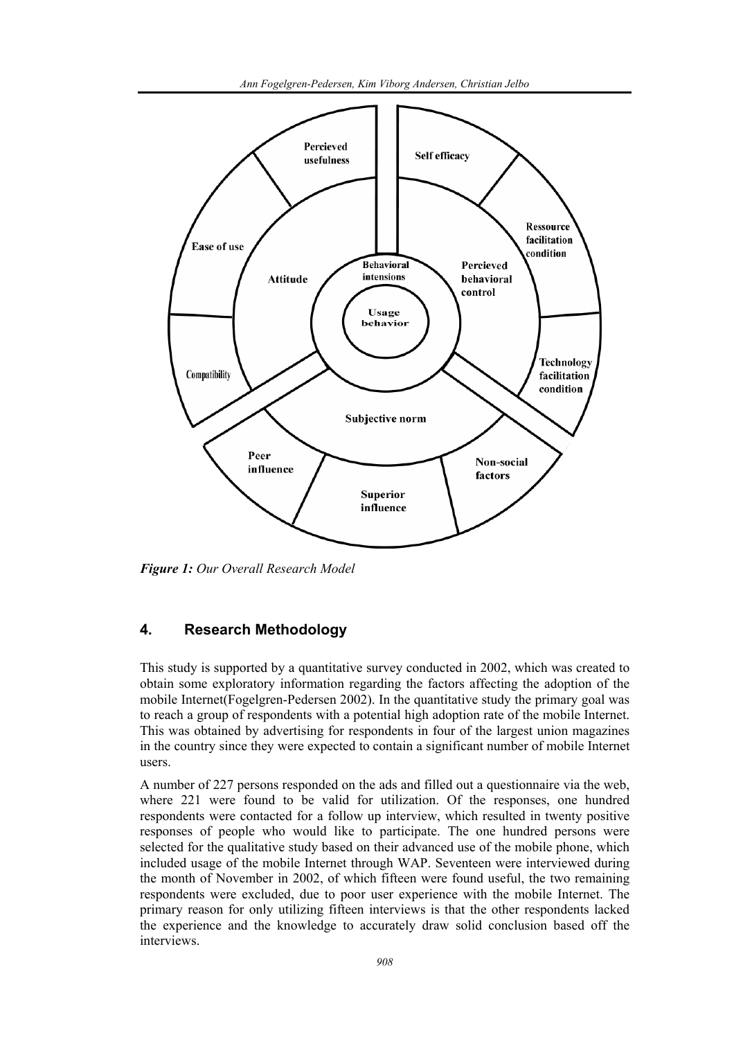**Figure 1:** *Our Overall Research Model*

## 4. Research Methodology

This study is supported by a quantitative survey conducted in 2002, which was created to obtain some exploratory information regarding the factors affecting the adoption of the mobile Internet(Fogelgren-Pedersen 2002). In the quantitative study the primary goal was to reach a group of respondents with a potential high adoption rate of the mobile Internet. This was obtained by advertising for respondents in four of the largest union magazines in the country since they were expected to contain a significant number of mobile Internet users.

A number of 227 persons responded on the ads and filled out a questionnaire via the web, where 221 were found to be valid for utilization. Of the responses, one hundred respondents were contacted for a follow up interview, which resulted in twenty positive responses of people who would like to participate. The one hundred persons were selected for the qualitative study based on their advanced use of the mobile phone, which included usage of the mobile Internet through WAP. Seventeen were interviewed during the month of November in 2002, of which fifteen were found useful, the two remaining respondents were excluded, due to poor user experience with the mobile Internet. The primary reason for only utilizing fifteen interviews is that the other respondents lacked the experience and the knowledge to accurately draw solid conclusion based off the interviews.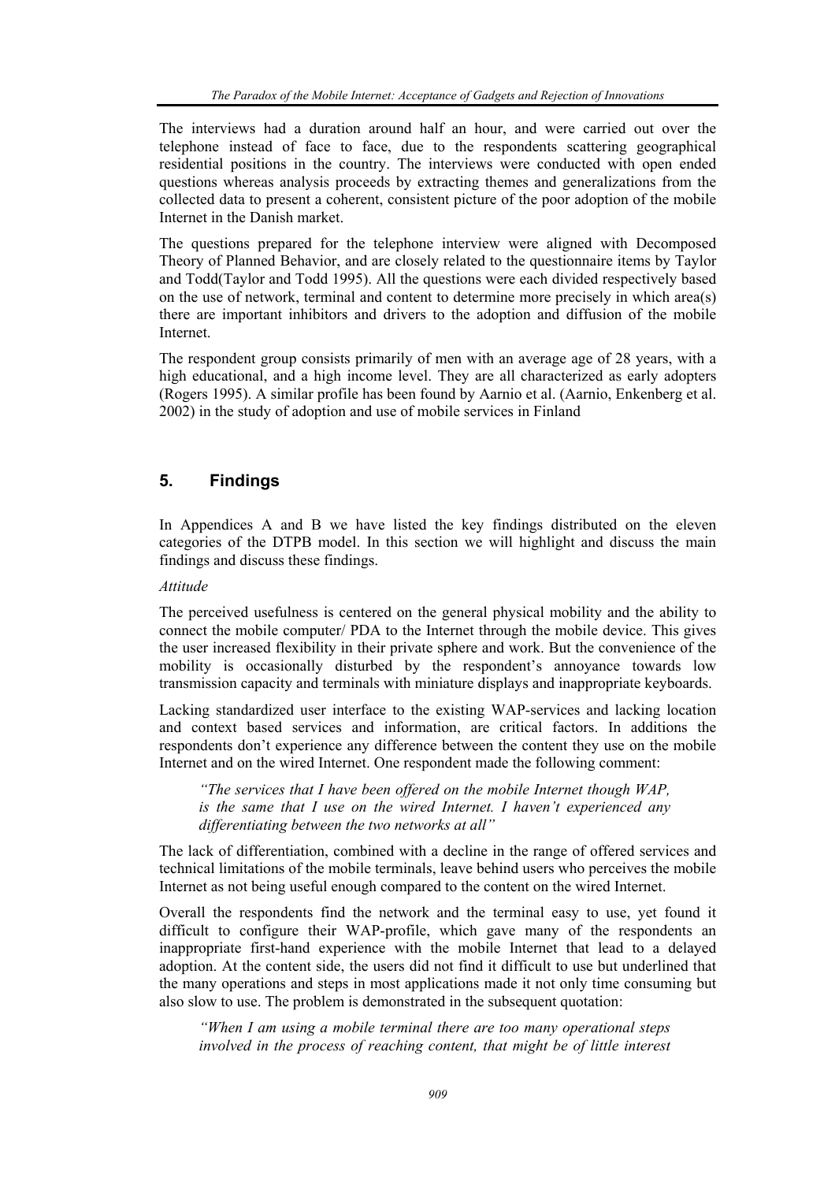The interviews had a duration around half an hour, and were carried out over the telephone instead of face to face, due to the respondents scattering geographical residential positions in the country. The interviews were conducted with open ended questions whereas analysis proceeds by extracting themes and generalizations from the collected data to present a coherent, consistent picture of the poor adoption of the mobile Internet in the Danish market.

The questions prepared for the telephone interview were aligned with Decomposed Theory of Planned Behavior, and are closely related to the questionnaire items by Taylor and Todd(Taylor and Todd 1995). All the questions were each divided respectively based on the use of network, terminal and content to determine more precisely in which area(s) there are important inhibitors and drivers to the adoption and diffusion of the mobile Internet.

The respondent group consists primarily of men with an average age of 28 years, with a high educational, and a high income level. They are all characterized as early adopters (Rogers 1995). A similar profile has been found by Aarnio et al. (Aarnio, Enkenberg et al. 2002) in the study of adoption and use of mobile services in Finland

## 5. Findings

In Appendices A and B we have listed the key findings distributed on the eleven categories of the DTPB model. In this section we will highlight and discuss the main findings and discuss these findings.

*Attitude*

The perceived usefulness is centered on the general physical mobility and the ability to connect the mobile computer/ PDA to the Internet through the mobile device. This gives the user increased flexibility in their private sphere and work. But the convenience of the mobility is occasionally disturbed by the respondent's annoyance towards low transmission capacity and terminals with miniature displays and inappropriate keyboards.

Lacking standardized user interface to the existing WAP-services and lacking location and context based services and information, are critical factors. In additions the respondents don't experience any difference between the content they use on the mobile Internet and on the wired Internet. One respondent made the following comment:

> *"The services that I have been offered on the mobile Internet though WAP, is the same that I use on the wired Internet. I haven't experienced any differentiating between the two networks at all"*

The lack of differentiation, combined with a decline in the range of offered services and technical limitations of the mobile terminals, leave behind users who perceives the mobile Internet as not being useful enough compared to the content on the wired Internet.

Overall the respondents find the network and the terminal easy to use, yet found it difficult to configure their WAP-profile, which gave many of the respondents an inappropriate first-hand experience with the mobile Internet that lead to a delayed adoption. At the content side, the users did not find it difficult to use but underlined that the many operations and steps in most applications made it not only time consuming but also slow to use. The problem is demonstrated in the subsequent quotation:

> *"When I am using a mobile terminal there are too many operational steps involved in the process of reaching content, that might be of little interest*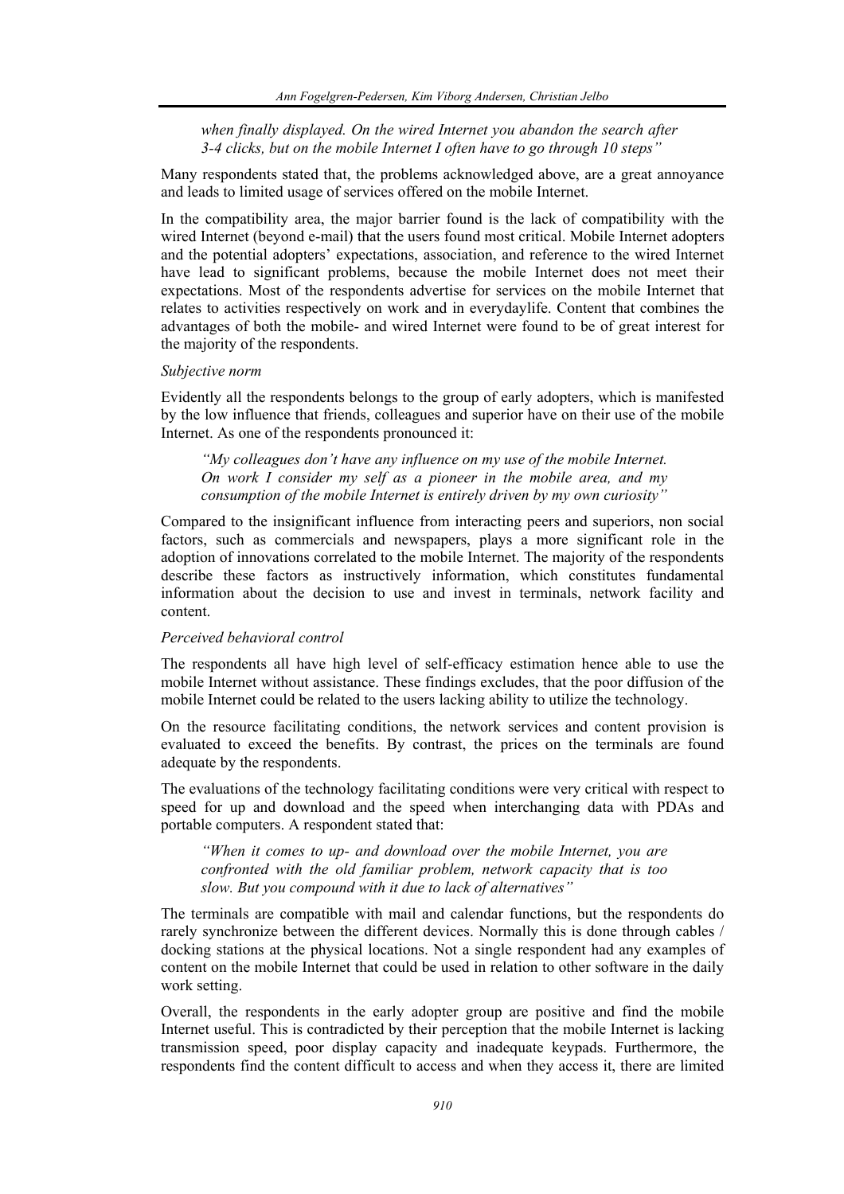*when finally displayed. On the wired Internet you abandon the search after 3-4 clicks, but on the mobile Internet I often have to go through 10 steps"*

Many respondents stated that, the problems acknowledged above, are a great annoyance and leads to limited usage of services offered on the mobile Internet.

In the compatibility area, the major barrier found is the lack of compatibility with the wired Internet (beyond e-mail) that the users found most critical. Mobile Internet adopters and the potential adopters' expectations, association, and reference to the wired Internet have lead to significant problems, because the mobile Internet does not meet their expectations. Most of the respondents advertise for services on the mobile Internet that relates to activities respectively on work and in everydaylife. Content that combines the advantages of both the mobile- and wired Internet were found to be of great interest for the majority of the respondents.

*Subjective norm*

Evidently all the respondents belongs to the group of early adopters, which is manifested by the low influence that friends, colleagues and superior have on their use of the mobile Internet. As one of the respondents pronounced it:

> *"My colleagues don't have any influence on my use of the mobile Internet. On work I consider my self as a pioneer in the mobile area, and my consumption of the mobile Internet is entirely driven by my own curiosity"*

Compared to the insignificant influence from interacting peers and superiors, non social factors, such as commercials and newspapers, plays a more significant role in the adoption of innovations correlated to the mobile Internet. The majority of the respondents describe these factors as instructively information, which constitutes fundamental information about the decision to use and invest in terminals, network facility and content.

*Perceived behavioral control*

The respondents all have high level of self-efficacy estimation hence able to use the mobile Internet without assistance. These findings excludes, that the poor diffusion of the mobile Internet could be related to the users lacking ability to utilize the technology.

On the resource facilitating conditions, the network services and content provision is evaluated to exceed the benefits. By contrast, the prices on the terminals are found adequate by the respondents.

The evaluations of the technology facilitating conditions were very critical with respect to speed for up and download and the speed when interchanging data with PDAs and portable computers. A respondent stated that:

> *"When it comes to up- and download over the mobile Internet, you are confronted with the old familiar problem, network capacity that is too slow. But you compound with it due to lack of alternatives"*

The terminals are compatible with mail and calendar functions, but the respondents do rarely synchronize between the different devices. Normally this is done through cables / docking stations at the physical locations. Not a single respondent had any examples of content on the mobile Internet that could be used in relation to other software in the daily work setting.

Overall, the respondents in the early adopter group are positive and find the mobile Internet useful. This is contradicted by their perception that the mobile Internet is lacking transmission speed, poor display capacity and inadequate keypads. Furthermore, the respondents find the content difficult to access and when they access it, there are limited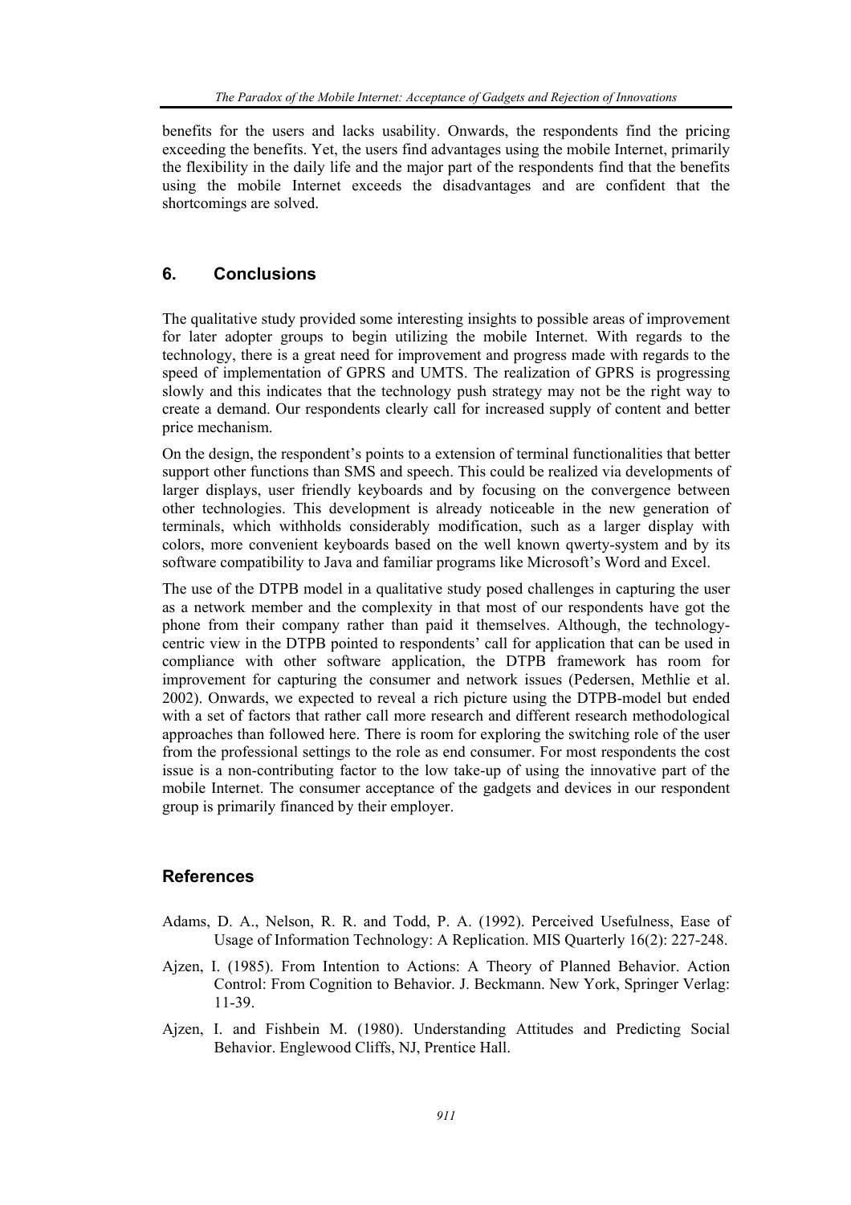benefits for the users and lacks usability. Onwards, the respondents find the pricing exceeding the benefits. Yet, the users find advantages using the mobile Internet, primarily the flexibility in the daily life and the major part of the respondents find that the benefits using the mobile Internet exceeds the disadvantages and are confident that the shortcomings are solved.

## 6. Conclusions

The qualitative study provided some interesting insights to possible areas of improvement for later adopter groups to begin utilizing the mobile Internet. With regards to the technology, there is a great need for improvement and progress made with regards to the speed of implementation of GPRS and UMTS. The realization of GPRS is progressing slowly and this indicates that the technology push strategy may not be the right way to create a demand. Our respondents clearly call for increased supply of content and better price mechanism.

On the design, the respondent's points to a extension of terminal functionalities that better support other functions than SMS and speech. This could be realized via developments of larger displays, user friendly keyboards and by focusing on the convergence between other technologies. This development is already noticeable in the new generation of terminals, which withholds considerably modification, such as a larger display with colors, more convenient keyboards based on the well known qwerty-system and by its software compatibility to Java and familiar programs like Microsoft's Word and Excel.

The use of the DTPB model in a qualitative study posed challenges in capturing the user as a network member and the complexity in that most of our respondents have got the phone from their company rather than paid it themselves. Although, the technology-centric view in the DTPB pointed to respondents' call for application that can be used in compliance with other software application, the DTPB framework has room for improvement for capturing the consumer and network issues (Pedersen, Methlie et al. 2002). Onwards, we expected to reveal a rich picture using the DTPB-model but ended with a set of factors that rather call more research and different research methodological approaches than followed here. There is room for exploring the switching role of the user from the professional settings to the role as end consumer. For most respondents the cost issue is a non-contributing factor to the low take-up of using the innovative part of the mobile Internet. The consumer acceptance of the gadgets and devices in our respondent group is primarily financed by their employer.

## References

Adams, D. A., Nelson, R. R. and Todd, P. A. (1992). Perceived Usefulness, Ease of Usage of Information Technology: A Replication. MIS Quarterly 16(2): 227-248.

Ajzen, I. (1985). From Intention to Actions: A Theory of Planned Behavior. Action Control: From Cognition to Behavior. J. Beckmann. New York, Springer Verlag: 11-39.

Ajzen, I. and Fishbein M. (1980). Understanding Attitudes and Predicting Social Behavior. Englewood Cliffs, NJ, Prentice Hall.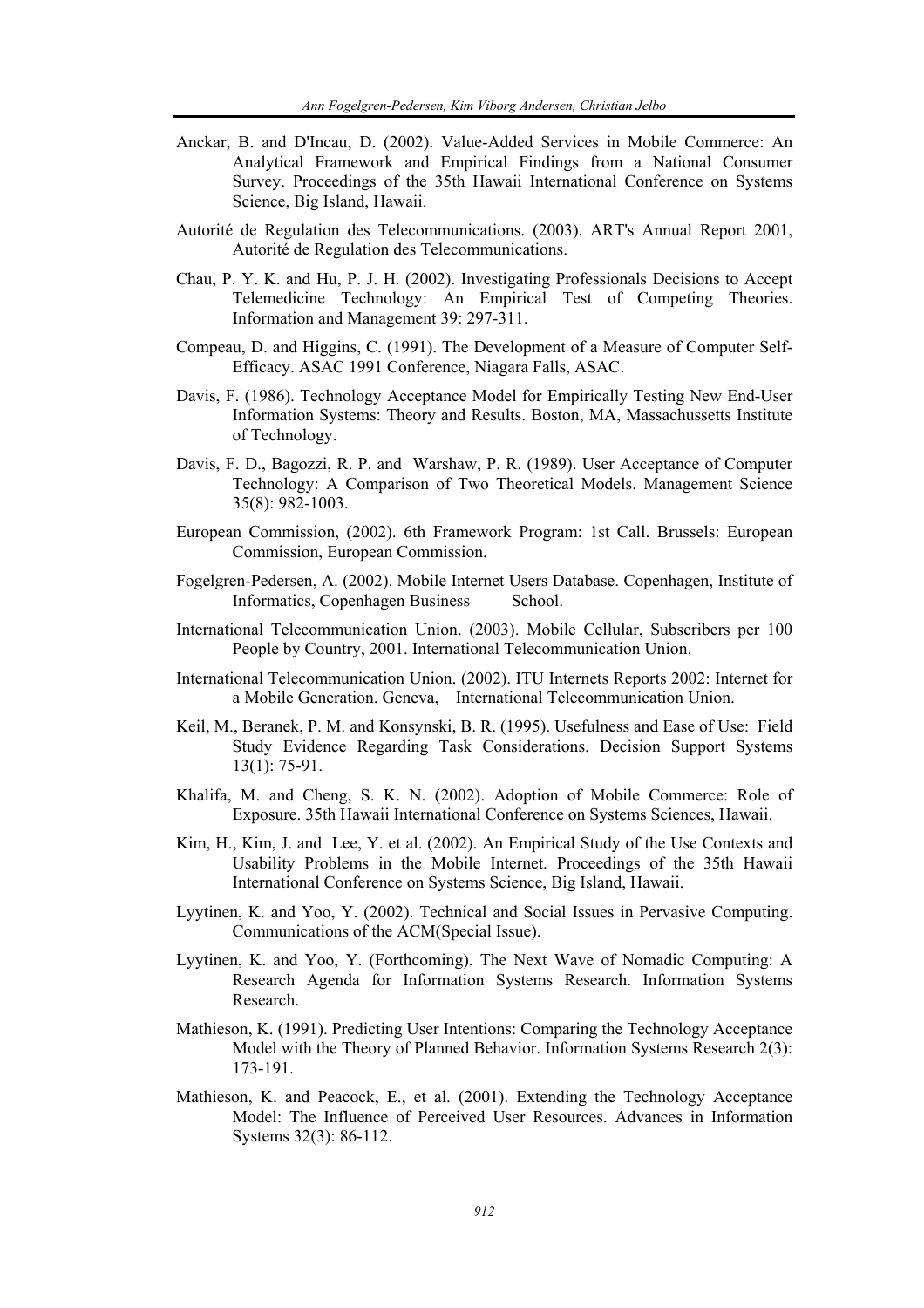Anckar, B. and D'Incau, D. (2002). Value-Added Services in Mobile Commerce: An Analytical Framework and Empirical Findings from a National Consumer Survey. Proceedings of the 35th Hawaii International Conference on Systems Science, Big Island, Hawaii.

Autorité de Regulation des Telecommunications. (2003). ART's Annual Report 2001, Autorité de Regulation des Telecommunications.

Chau, P. Y. K. and Hu, P. J. H. (2002). Investigating Professionals Decisions to Accept Telemedicine Technology: An Empirical Test of Competing Theories. Information and Management 39: 297-311.

Compeau, D. and Higgins, C. (1991). The Development of a Measure of Computer Self-Efficacy. ASAC 1991 Conference, Niagara Falls, ASAC.

Davis, F. (1986). Technology Acceptance Model for Empirically Testing New End-User Information Systems: Theory and Results. Boston, MA, Massachussetts Institute of Technology.

Davis, F. D., Bagozzi, R. P. and Warshaw, P. R. (1989). User Acceptance of Computer Technology: A Comparison of Two Theoretical Models. Management Science 35(8): 982-1003.

European Commission, (2002). 6th Framework Program: 1st Call. Brussels: European Commission, European Commission.

Fogelgren-Pedersen, A. (2002). Mobile Internet Users Database. Copenhagen, Institute of Informatics, Copenhagen Business School.

International Telecommunication Union. (2003). Mobile Cellular, Subscribers per 100 People by Country, 2001. International Telecommunication Union.

International Telecommunication Union. (2002). ITU Internets Reports 2002: Internet for a Mobile Generation. Geneva, International Telecommunication Union.

Keil, M., Beranek, P. M. and Konsynski, B. R. (1995). Usefulness and Ease of Use: Field Study Evidence Regarding Task Considerations. Decision Support Systems 13(1): 75-91.

Khalifa, M. and Cheng, S. K. N. (2002). Adoption of Mobile Commerce: Role of Exposure. 35th Hawaii International Conference on Systems Sciences, Hawaii.

Kim, H., Kim, J. and Lee, Y. et al. (2002). An Empirical Study of the Use Contexts and Usability Problems in the Mobile Internet. Proceedings of the 35th Hawaii International Conference on Systems Science, Big Island, Hawaii.

Lyytinen, K. and Yoo, Y. (2002). Technical and Social Issues in Pervasive Computing. Communications of the ACM(Special Issue).

Lyytinen, K. and Yoo, Y. (Forthcoming). The Next Wave of Nomadic Computing: A Research Agenda for Information Systems Research. Information Systems Research.

Mathieson, K. (1991). Predicting User Intentions: Comparing the Technology Acceptance Model with the Theory of Planned Behavior. Information Systems Research 2(3): 173-191.

Mathieson, K. and Peacock, E., et al. (2001). Extending the Technology Acceptance Model: The Influence of Perceived User Resources. Advances in Information Systems 32(3): 86-112.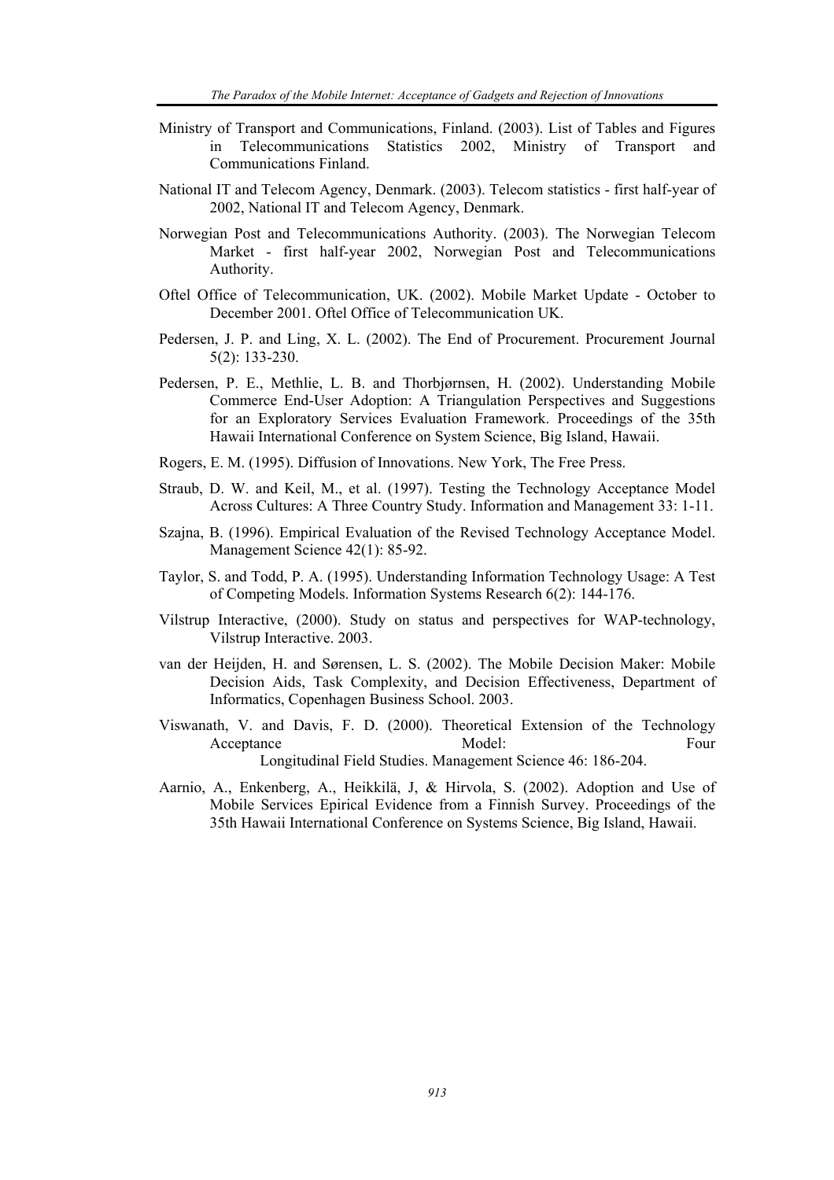Ministry of Transport and Communications, Finland. (2003). List of Tables and Figures in Telecommunications Statistics 2002, Ministry of Transport and Communications Finland.

National IT and Telecom Agency, Denmark. (2003). Telecom statistics - first half-year of 2002, National IT and Telecom Agency, Denmark.

Norwegian Post and Telecommunications Authority. (2003). The Norwegian Telecom Market - first half-year 2002, Norwegian Post and Telecommunications Authority.

Oftel Office of Telecommunication, UK. (2002). Mobile Market Update - October to December 2001. Oftel Office of Telecommunication UK.

Pedersen, J. P. and Ling, X. L. (2002). The End of Procurement. Procurement Journal 5(2): 133-230.

Pedersen, P. E., Methlie, L. B. and Thorbjørnsen, H. (2002). Understanding Mobile Commerce End-User Adoption: A Triangulation Perspectives and Suggestions for an Exploratory Services Evaluation Framework. Proceedings of the 35th Hawaii International Conference on System Science, Big Island, Hawaii.

Rogers, E. M. (1995). Diffusion of Innovations. New York, The Free Press.

Straub, D. W. and Keil, M., et al. (1997). Testing the Technology Acceptance Model Across Cultures: A Three Country Study. Information and Management 33: 1-11.

Szajna, B. (1996). Empirical Evaluation of the Revised Technology Acceptance Model. Management Science 42(1): 85-92.

Taylor, S. and Todd, P. A. (1995). Understanding Information Technology Usage: A Test of Competing Models. Information Systems Research 6(2): 144-176.

Vilstrup Interactive, (2000). Study on status and perspectives for WAP-technology, Vilstrup Interactive. 2003.

van der Heijden, H. and Sørensen, L. S. (2002). The Mobile Decision Maker: Mobile Decision Aids, Task Complexity, and Decision Effectiveness, Department of Informatics, Copenhagen Business School. 2003.

Viswanath, V. and Davis, F. D. (2000). Theoretical Extension of the Technology Acceptance Model: Four Longitudinal Field Studies. Management Science 46: 186-204.

Aarnio, A., Enkenberg, A., Heikkilä, J, & Hirvola, S. (2002). Adoption and Use of Mobile Services Epirical Evidence from a Finnish Survey. Proceedings of the 35th Hawaii International Conference on Systems Science, Big Island, Hawaii.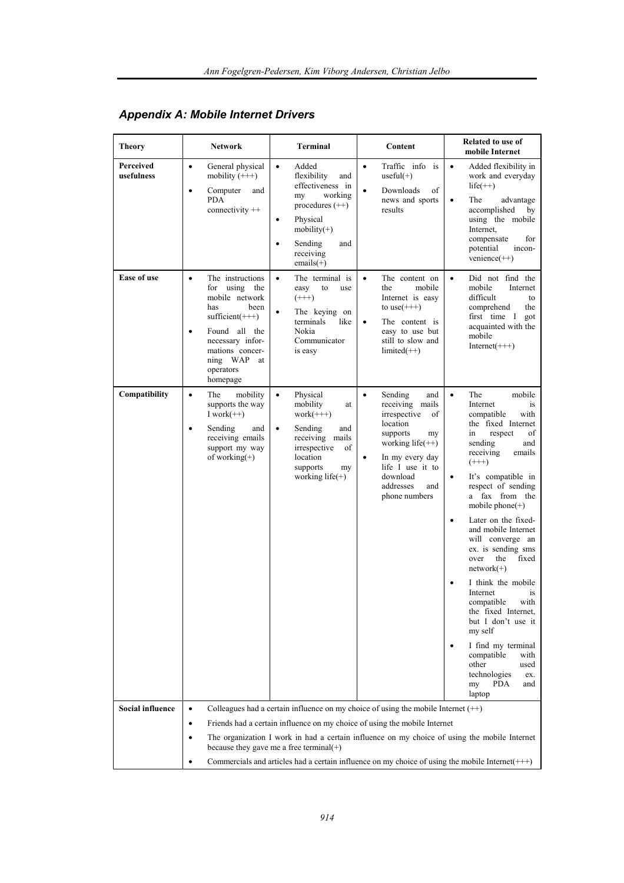## *Appendix A: Mobile Internet Drivers*

| Theory | Network | Terminal | Content | Related to use of mobile Internet |
|---|---|---|---|---|
| **Perceived usefulness** | • General physical mobility (+++)<br>• Computer and PDA connectivity ++ | • Added flexibility and effectiveness in my working procedures (++)<br>• Physical mobility(+)<br>• Sending and receiving emails(+) | • Traffic info is useful(+)<br>• Downloads of news and sports results | • Added flexibility in work and everyday life(++)<br>• The advantage accomplished by using the mobile Internet, compensate for potential incon-venience(++) |
| **Ease of use** | • The instructions for using the mobile network has been sufficient(+++)<br>• Found all the necessary infor-mations concer-ning WAP at operators homepage | • The terminal is easy to use (+++)<br>• The keying on terminals like Nokia Communicator is easy | • The content on the mobile Internet is easy to use(+++)<br>• The content is easy to use but still to slow and limited(++) | • Did not find the mobile Internet difficult to comprehend the first time I got acquainted with the mobile Internet(+++) |
| **Compatibility** | • The mobility supports the way I work(++)<br>• Sending and receiving emails support my way of working(+) | • Physical mobility at work(+++)<br>• Sending and receiving mails irrespective of location supports my working life(+) | • Sending and receiving mails irrespective of location supports my working life(++)<br>• In my every day life I use it to download addresses and phone numbers | • The mobile Internet is compatible with the fixed Internet in respect of sending and receiving emails (+++)<br>• It's compatible in respect of sending a fax from the mobile phone(+)<br>• Later on the fixed- and mobile Internet will converge an ex. is sending sms over the fixed network(+)<br>• I think the mobile Internet is compatible with the fixed Internet, but I don't use it my self<br>• I find my terminal compatible with other used technologies ex. my PDA and laptop |
| **Social influence** | • Colleagues had a certain influence on my choice of using the mobile Internet (++)<br>• Friends had a certain influence on my choice of using the mobile Internet<br>• The organization I work in had a certain influence on my choice of using the mobile Internet because they gave me a free terminal(+)<br>• Commercials and articles had a certain influence on my choice of using the mobile Internet(+++) | | | |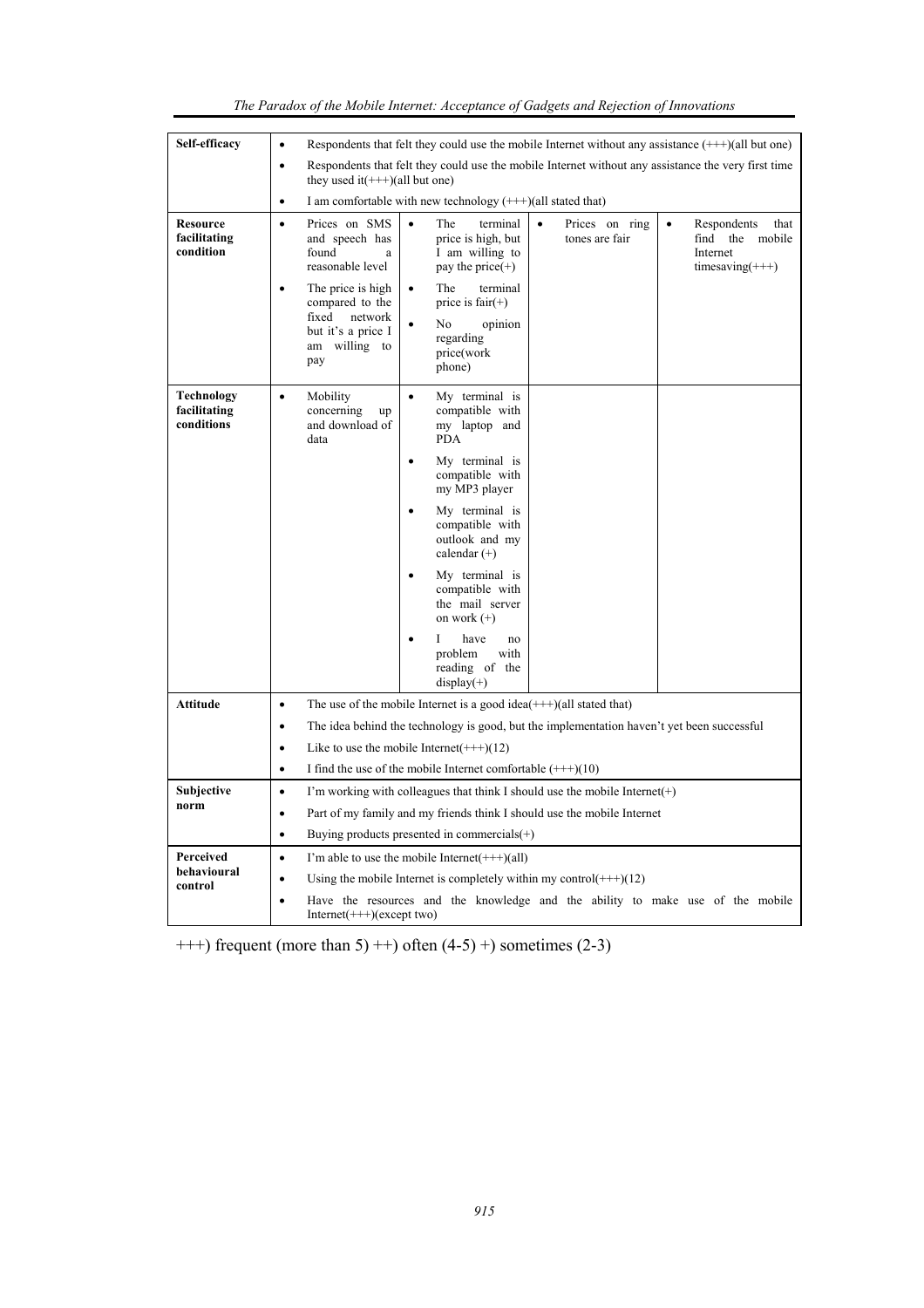| | | | | |
|---|---|---|---|---|
| **Self-efficacy** | • Respondents that felt they could use the mobile Internet without any assistance (+++)(all but one)<br>• Respondents that felt they could use the mobile Internet without any assistance the very first time they used it(+++)(all but one)<br>• I am comfortable with new technology (+++)(all stated that) | | | |
| **Resource facilitating condition** | • Prices on SMS and speech has found a reasonable level<br>• The price is high compared to the fixed network but it's a price I am willing to pay | • The terminal price is high, but I am willing to pay the price(+)<br>• The terminal price is fair(+)<br>• No opinion regarding price(work phone) | • Prices on ring tones are fair | • Respondents that find the mobile Internet timesaving(+++) |
| **Technology facilitating conditions** | • Mobility concerning up and download of data | • My terminal is compatible with my laptop and PDA<br>• My terminal is compatible with my MP3 player<br>• My terminal is compatible with outlook and my calendar (+)<br>• My terminal is compatible with the mail server on work (+)<br>• I have no problem with reading of the display(+) | | |
| **Attitude** | • The use of the mobile Internet is a good idea(+++)(all stated that)<br>• The idea behind the technology is good, but the implementation haven't yet been successful<br>• Like to use the mobile Internet(+++)(12)<br>• I find the use of the mobile Internet comfortable (+++)(10) | | | |
| **Subjective norm** | • I'm working with colleagues that think I should use the mobile Internet(+)<br>• Part of my family and my friends think I should use the mobile Internet<br>• Buying products presented in commercials(+) | | | |
| **Perceived behavioural control** | • I'm able to use the mobile Internet(+++)(all)<br>• Using the mobile Internet is completely within my control(+++)(12)<br>• Have the resources and the knowledge and the ability to make use of the mobile Internet(+++)(except two) | | | |

+++) frequent (more than 5) ++) often (4-5) +) sometimes (2-3)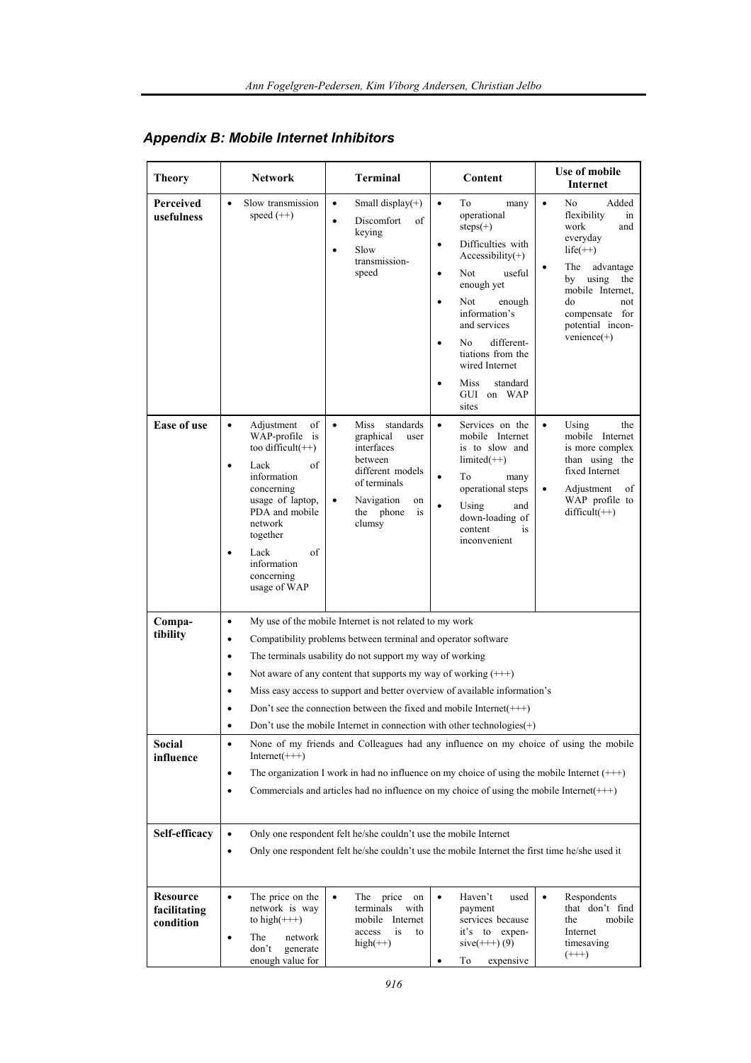## *Appendix B: Mobile Internet Inhibitors*

| Theory | Network | Terminal | Content | Use of mobile Internet |
|---|---|---|---|---|
| **Perceived usefulness** | • Slow transmission speed (++) | • Small display(+)<br>• Discomfort of keying<br>• Slow transmission-speed | • To many operational steps(+)<br>• Difficulties with Accessibility(+)<br>• Not useful enough yet<br>• Not enough information's and services<br>• No different-tiations from the wired Internet<br>• Miss standard GUI on WAP sites | • No Added flexibility in work and everyday life(++)<br>• The advantage by using the mobile Internet, do not compensate for potential incon-venience(+) |
| **Ease of use** | • Adjustment of WAP-profile is too difficult(++)<br>• Lack of information concerning usage of laptop, PDA and mobile network together<br>• Lack of information concerning usage of WAP | • Miss standards graphical user interfaces between different models of terminals<br>• Navigation on the phone is clumsy | • Services on the mobile Internet is to slow and limited(++)<br>• To many operational steps<br>• Using and down-loading of content is inconvenient | • Using the mobile Internet is more complex than using the fixed Internet<br>• Adjustment of WAP profile to difficult(++) |
| **Compa-tibility** | • My use of the mobile Internet is not related to my work<br>• Compatibility problems between terminal and operator software<br>• The terminals usability do not support my way of working<br>• Not aware of any content that supports my way of working (+++)<br>• Miss easy access to support and better overview of available information's<br>• Don't see the connection between the fixed and mobile Internet(+++)<br>• Don't use the mobile Internet in connection with other technologies(+) | | | |
| **Social influence** | • None of my friends and Colleagues had any influence on my choice of using the mobile Internet(+++)<br>• The organization I work in had no influence on my choice of using the mobile Internet (+++)<br>• Commercials and articles had no influence on my choice of using the mobile Internet(+++) | | | |
| **Self-efficacy** | • Only one respondent felt he/she couldn't use the mobile Internet<br>• Only one respondent felt he/she couldn't use the mobile Internet the first time he/she used it | | | |
| **Resource facilitating condition** | • The price on the network is way to high(+++)<br>• The network don't generate enough value for | • The price on terminals with mobile Internet access is to high(++) | • Haven't used payment services because it's to expen-sive(+++) (9)<br>• To expensive | • Respondents that don't find the mobile Internet timesaving (+++) |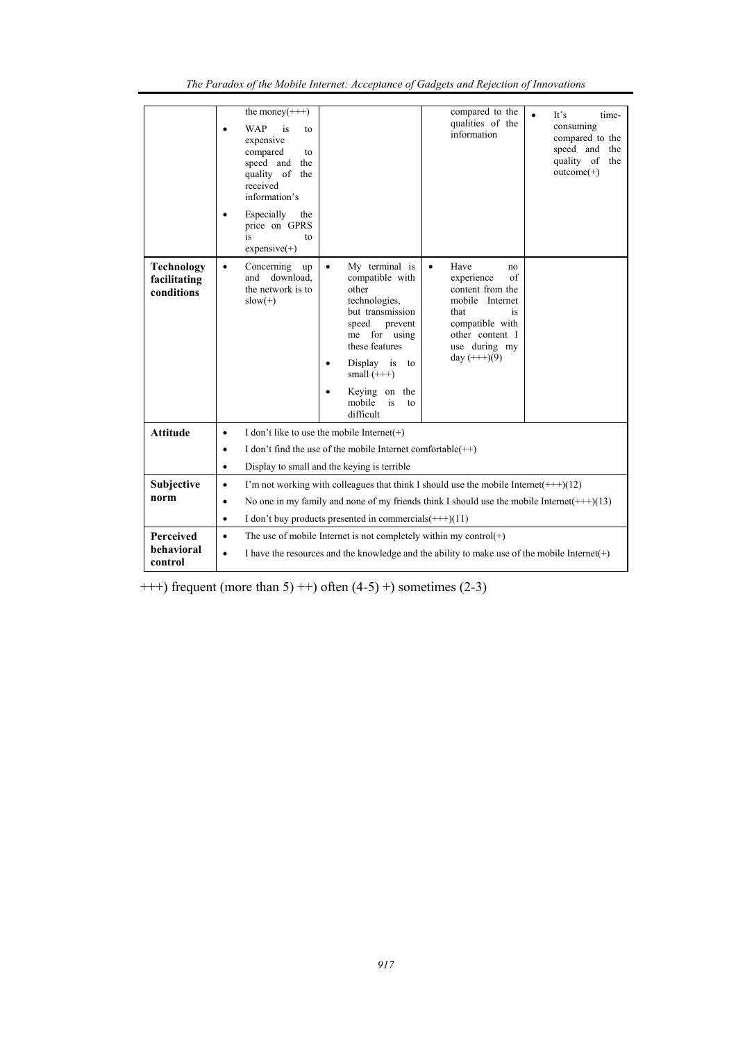| | | | | |
|---|---|---|---|---|
| | the money(+++)<br>• WAP is to expensive compared to speed and the quality of the received information's<br>• Especially the price on GPRS is to expensive(+) | | compared to the qualities of the information | • It's time-consuming compared to the speed and the quality of the outcome(+) |
| **Technology facilitating conditions** | • Concerning up and download, the network is to slow(+) | • My terminal is compatible with other technologies, but transmission speed prevent me for using these features<br>• Display is to small (+++)<br>• Keying on the mobile is to difficult | • Have no experience of content from the mobile Internet that is compatible with other content I use during my day (+++)(9) | |
| **Attitude** | • I don't like to use the mobile Internet(+)<br>• I don't find the use of the mobile Internet comfortable(++)<br>• Display to small and the keying is terrible | | | |
| **Subjective norm** | • I'm not working with colleagues that think I should use the mobile Internet(+++)(12)<br>• No one in my family and none of my friends think I should use the mobile Internet(+++)(13)<br>• I don't buy products presented in commercials(+++)(11) | | | |
| **Perceived behavioral control** | • The use of mobile Internet is not completely within my control(+)<br>• I have the resources and the knowledge and the ability to make use of the mobile Internet(+) | | | |

+++) frequent (more than 5) ++) often (4-5) +) sometimes (2-3)